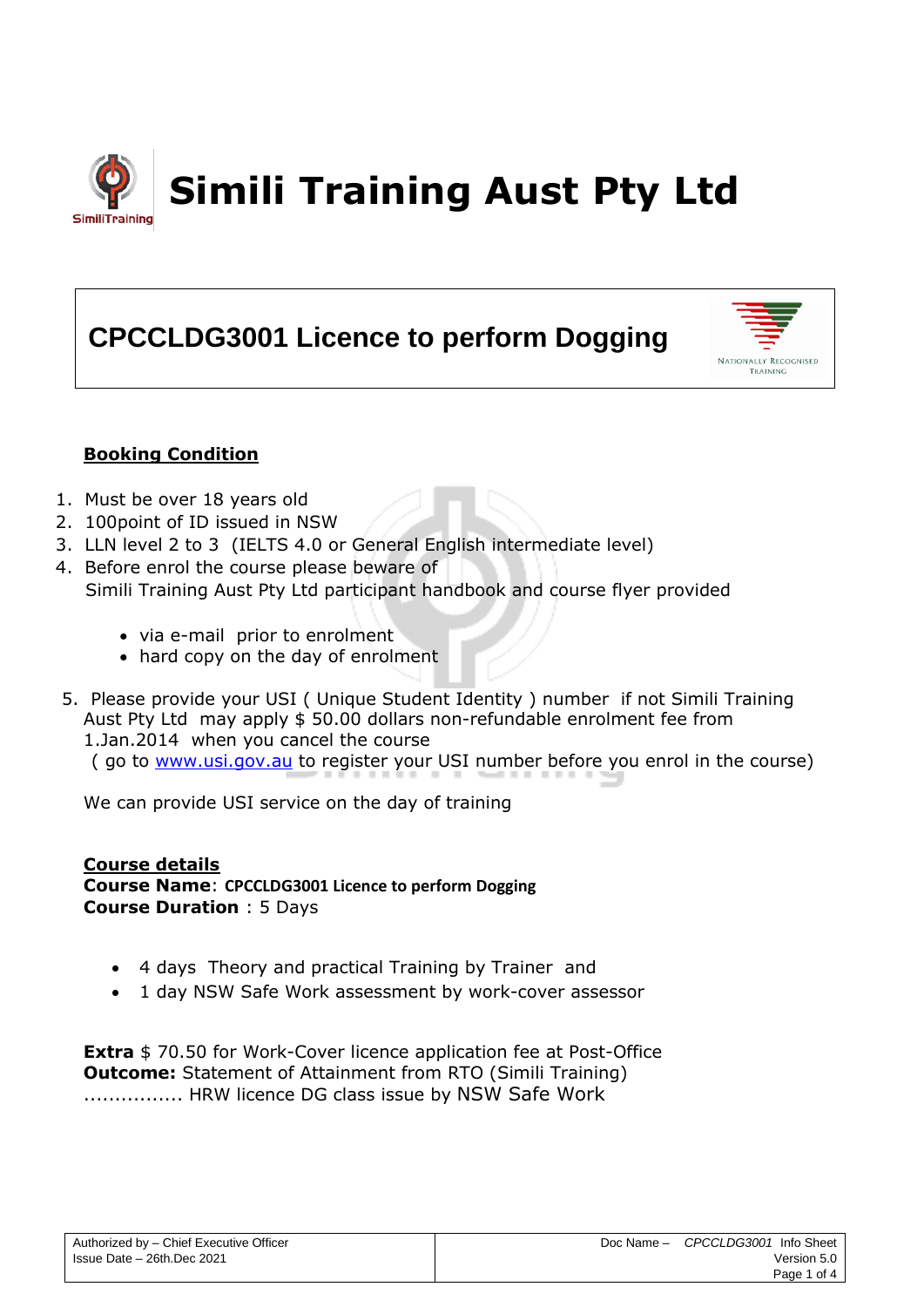# Simili Training Aust Pty Ltd

## CPCCLDG3001 Licence to perform Dogging

**Booking Condition**

1. Must be over 18 years old
2. 100point of ID issued in NSW
3. LLN level 2 to 3 (IELTS 4.0 or General English intermediate level)
4. Before enrol the course please beware of Simili Training Aust Pty Ltd participant handbook and course flyer provided
   - via e-mail prior to enrolment
   - hard copy on the day of enrolment
5. Please provide your USI ( Unique Student Identity ) number if not Simili Training Aust Pty Ltd may apply $ 50.00 dollars non-refundable enrolment fee from 1.Jan.2014 when you cancel the course ( go to www.usi.gov.au to register your USI number before you enrol in the course)

We can provide USI service on the day of training

**Course details**
**Course Name**: **CPCCLDG3001 Licence to perform Dogging**
**Course Duration** : 5 Days

- 4 days Theory and practical Training by Trainer and
- 1 day NSW Safe Work assessment by work-cover assessor

**Extra** $ 70.50 for Work-Cover licence application fee at Post-Office
**Outcome:** Statement of Attainment from RTO (Simili Training)
................ HRW licence DG class issue by NSW Safe Work

| Authorized by – Chief Executive Officer<br>Issue Date – 26th.Dec 2021 | Doc Name – *CPCCLDG3001* Info Sheet<br>Version 5.0 |
|---|---|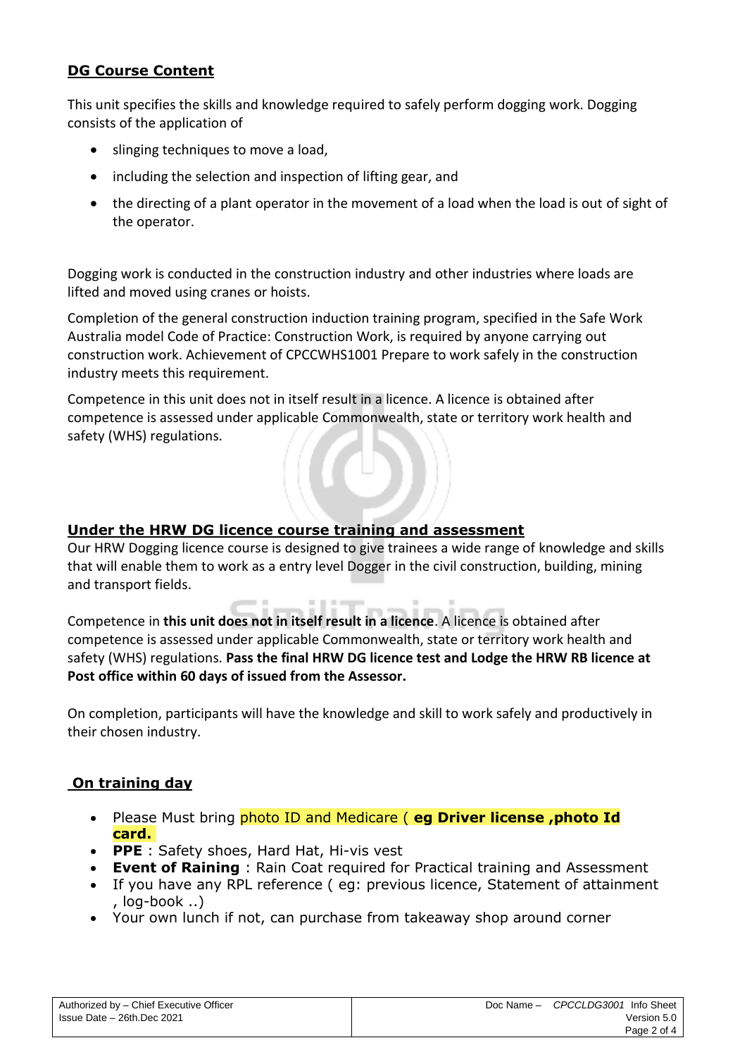## DG Course Content

This unit specifies the skills and knowledge required to safely perform dogging work. Dogging consists of the application of

- slinging techniques to move a load,
- including the selection and inspection of lifting gear, and
- the directing of a plant operator in the movement of a load when the load is out of sight of the operator.

Dogging work is conducted in the construction industry and other industries where loads are lifted and moved using cranes or hoists.

Completion of the general construction induction training program, specified in the Safe Work Australia model Code of Practice: Construction Work, is required by anyone carrying out construction work. Achievement of CPCCWHS1001 Prepare to work safely in the construction industry meets this requirement.

Competence in this unit does not in itself result in a licence. A licence is obtained after competence is assessed under applicable Commonwealth, state or territory work health and safety (WHS) regulations.

## Under the HRW DG licence course training and assessment

Our HRW Dogging licence course is designed to give trainees a wide range of knowledge and skills that will enable them to work as a entry level Dogger in the civil construction, building, mining and transport fields.

Competence in **this unit does not in itself result in a licence**. A licence is obtained after competence is assessed under applicable Commonwealth, state or territory work health and safety (WHS) regulations. **Pass the final HRW DG licence test and Lodge the HRW RB licence at Post office within 60 days of issued from the Assessor.**

On completion, participants will have the knowledge and skill to work safely and productively in their chosen industry.

## On training day

- Please Must bring photo ID and Medicare ( **eg Driver license ,photo Id card.**
- **PPE** : Safety shoes, Hard Hat, Hi-vis vest
- **Event of Raining** : Rain Coat required for Practical training and Assessment
- If you have any RPL reference ( eg: previous licence, Statement of attainment , log-book ..)
- Your own lunch if not, can purchase from takeaway shop around corner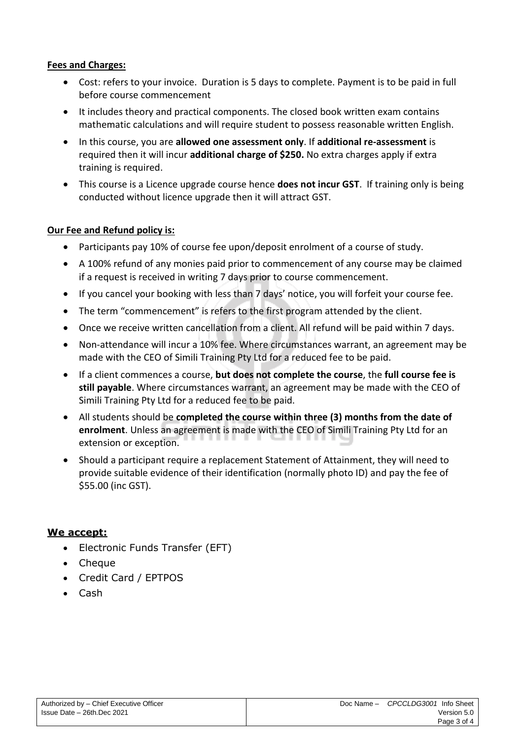**Fees and Charges:**

- Cost: refers to your invoice. Duration is 5 days to complete. Payment is to be paid in full before course commencement
- It includes theory and practical components. The closed book written exam contains mathematic calculations and will require student to possess reasonable written English.
- In this course, you are **allowed one assessment only**. If **additional re-assessment** is required then it will incur **additional charge of $250.** No extra charges apply if extra training is required.
- This course is a Licence upgrade course hence **does not incur GST**. If training only is being conducted without licence upgrade then it will attract GST.

**Our Fee and Refund policy is:**

- Participants pay 10% of course fee upon/deposit enrolment of a course of study.
- A 100% refund of any monies paid prior to commencement of any course may be claimed if a request is received in writing 7 days prior to course commencement.
- If you cancel your booking with less than 7 days' notice, you will forfeit your course fee.
- The term "commencement" is refers to the first program attended by the client.
- Once we receive written cancellation from a client. All refund will be paid within 7 days.
- Non-attendance will incur a 10% fee. Where circumstances warrant, an agreement may be made with the CEO of Simili Training Pty Ltd for a reduced fee to be paid.
- If a client commences a course, **but does not complete the course**, the **full course fee is still payable**. Where circumstances warrant, an agreement may be made with the CEO of Simili Training Pty Ltd for a reduced fee to be paid.
- All students should be **completed the course within three (3) months from the date of enrolment**. Unless an agreement is made with the CEO of Simili Training Pty Ltd for an extension or exception.
- Should a participant require a replacement Statement of Attainment, they will need to provide suitable evidence of their identification (normally photo ID) and pay the fee of $55.00 (inc GST).

**We accept:**

- Electronic Funds Transfer (EFT)
- Cheque
- Credit Card / EPTPOS
- Cash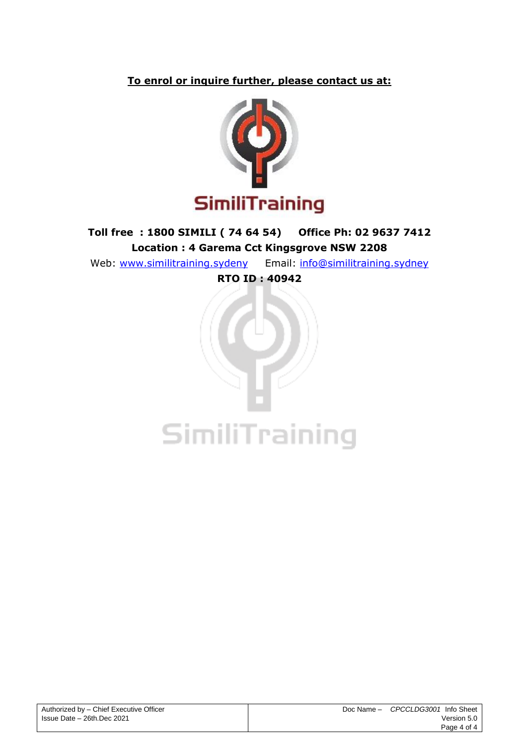**To enrol or inquire further, please contact us at:**

SimiliTraining

**Toll free : 1800 SIMILI ( 74 64 54) Office Ph: 02 9637 7412**

**Location : 4 Garema Cct Kingsgrove NSW 2208**

Web: www.similitraining.sydeny Email: info@similitraining.sydney

**RTO ID : 40942**